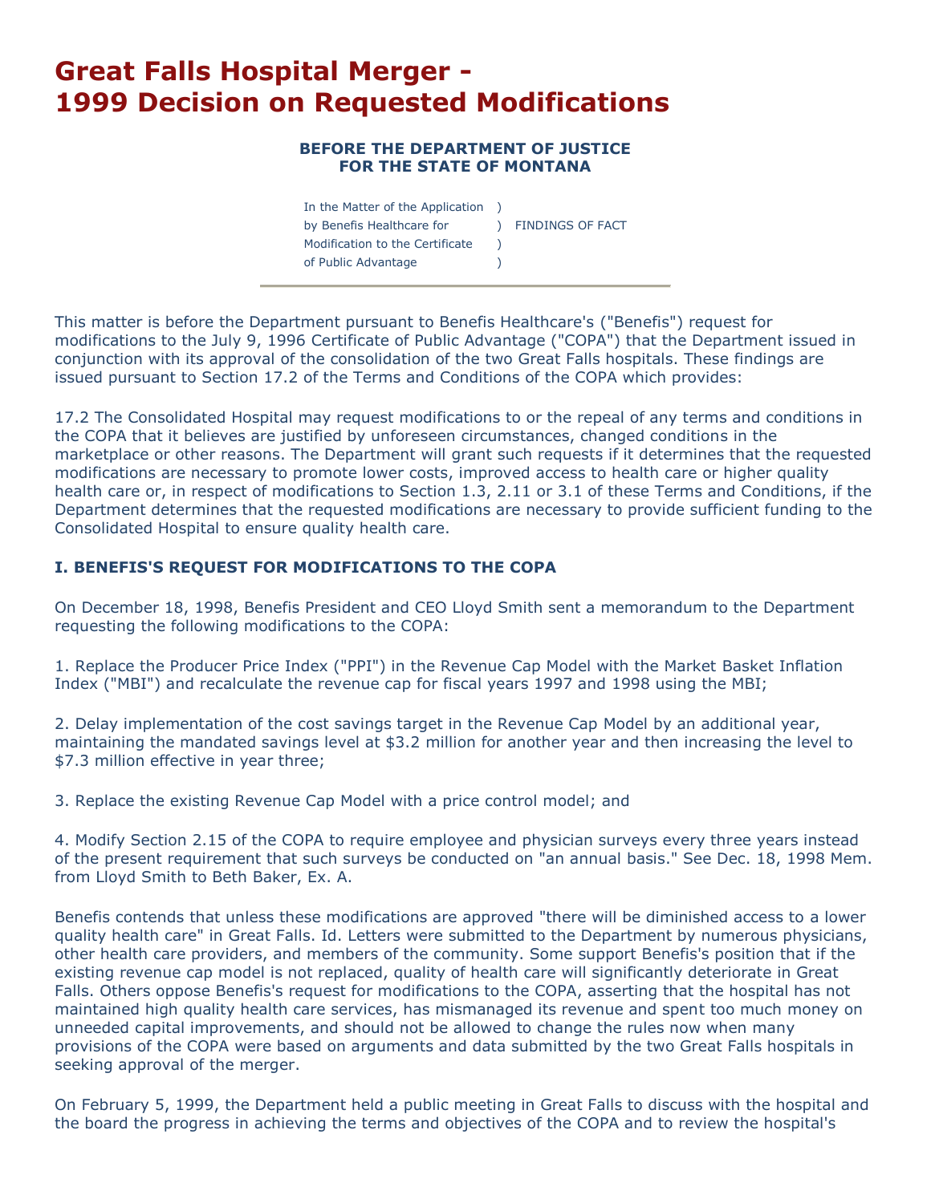# Great Falls Hospital Merger - 1999 Decision on Requested Modifications

### BEFORE THE DEPARTMENT OF JUSTICE FOR THE STATE OF MONTANA

| | | |
|---|---|---|
| In the Matter of the Application | ) | |
| by Benefis Healthcare for | ) | FINDINGS OF FACT |
| Modification to the Certificate | ) | |
| of Public Advantage | ) | |

This matter is before the Department pursuant to Benefis Healthcare's ("Benefis") request for modifications to the July 9, 1996 Certificate of Public Advantage ("COPA") that the Department issued in conjunction with its approval of the consolidation of the two Great Falls hospitals. These findings are issued pursuant to Section 17.2 of the Terms and Conditions of the COPA which provides:

17.2 The Consolidated Hospital may request modifications to or the repeal of any terms and conditions in the COPA that it believes are justified by unforeseen circumstances, changed conditions in the marketplace or other reasons. The Department will grant such requests if it determines that the requested modifications are necessary to promote lower costs, improved access to health care or higher quality health care or, in respect of modifications to Section 1.3, 2.11 or 3.1 of these Terms and Conditions, if the Department determines that the requested modifications are necessary to provide sufficient funding to the Consolidated Hospital to ensure quality health care.

### I. BENEFIS'S REQUEST FOR MODIFICATIONS TO THE COPA

On December 18, 1998, Benefis President and CEO Lloyd Smith sent a memorandum to the Department requesting the following modifications to the COPA:

1. Replace the Producer Price Index ("PPI") in the Revenue Cap Model with the Market Basket Inflation Index ("MBI") and recalculate the revenue cap for fiscal years 1997 and 1998 using the MBI;

2. Delay implementation of the cost savings target in the Revenue Cap Model by an additional year, maintaining the mandated savings level at $3.2 million for another year and then increasing the level to $7.3 million effective in year three;

3. Replace the existing Revenue Cap Model with a price control model; and

4. Modify Section 2.15 of the COPA to require employee and physician surveys every three years instead of the present requirement that such surveys be conducted on "an annual basis." See Dec. 18, 1998 Mem. from Lloyd Smith to Beth Baker, Ex. A.

Benefis contends that unless these modifications are approved "there will be diminished access to a lower quality health care" in Great Falls. Id. Letters were submitted to the Department by numerous physicians, other health care providers, and members of the community. Some support Benefis's position that if the existing revenue cap model is not replaced, quality of health care will significantly deteriorate in Great Falls. Others oppose Benefis's request for modifications to the COPA, asserting that the hospital has not maintained high quality health care services, has mismanaged its revenue and spent too much money on unneeded capital improvements, and should not be allowed to change the rules now when many provisions of the COPA were based on arguments and data submitted by the two Great Falls hospitals in seeking approval of the merger.

On February 5, 1999, the Department held a public meeting in Great Falls to discuss with the hospital and the board the progress in achieving the terms and objectives of the COPA and to review the hospital's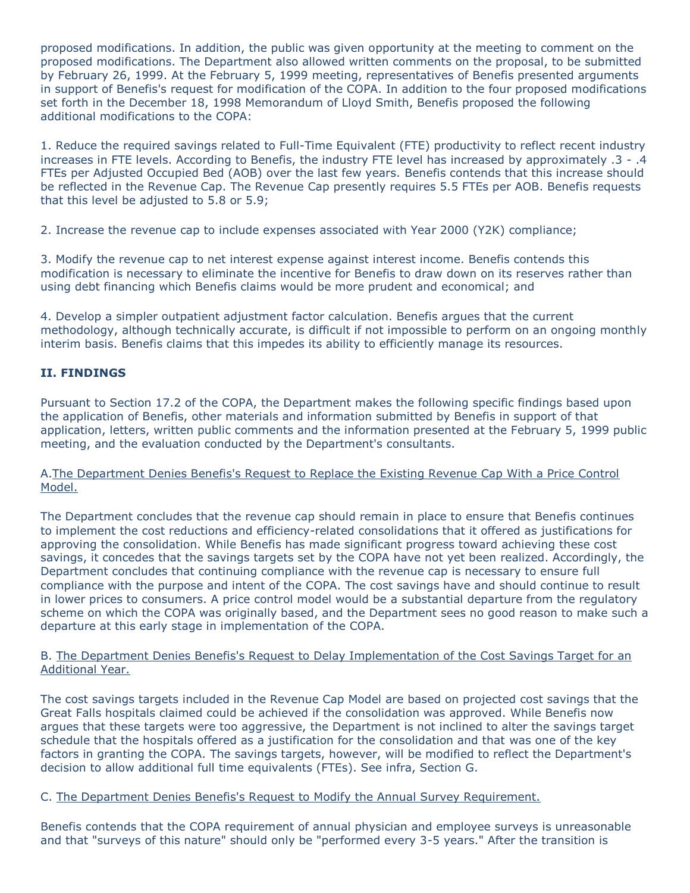proposed modifications. In addition, the public was given opportunity at the meeting to comment on the proposed modifications. The Department also allowed written comments on the proposal, to be submitted by February 26, 1999. At the February 5, 1999 meeting, representatives of Benefis presented arguments in support of Benefis's request for modification of the COPA. In addition to the four proposed modifications set forth in the December 18, 1998 Memorandum of Lloyd Smith, Benefis proposed the following additional modifications to the COPA:

1. Reduce the required savings related to Full-Time Equivalent (FTE) productivity to reflect recent industry increases in FTE levels. According to Benefis, the industry FTE level has increased by approximately .3 - .4 FTEs per Adjusted Occupied Bed (AOB) over the last few years. Benefis contends that this increase should be reflected in the Revenue Cap. The Revenue Cap presently requires 5.5 FTEs per AOB. Benefis requests that this level be adjusted to 5.8 or 5.9;

2. Increase the revenue cap to include expenses associated with Year 2000 (Y2K) compliance;

3. Modify the revenue cap to net interest expense against interest income. Benefis contends this modification is necessary to eliminate the incentive for Benefis to draw down on its reserves rather than using debt financing which Benefis claims would be more prudent and economical; and

4. Develop a simpler outpatient adjustment factor calculation. Benefis argues that the current methodology, although technically accurate, is difficult if not impossible to perform on an ongoing monthly interim basis. Benefis claims that this impedes its ability to efficiently manage its resources.

### II. FINDINGS

Pursuant to Section 17.2 of the COPA, the Department makes the following specific findings based upon the application of Benefis, other materials and information submitted by Benefis in support of that application, letters, written public comments and the information presented at the February 5, 1999 public meeting, and the evaluation conducted by the Department's consultants.

A. The Department Denies Benefis's Request to Replace the Existing Revenue Cap With a Price Control Model.

The Department concludes that the revenue cap should remain in place to ensure that Benefis continues to implement the cost reductions and efficiency-related consolidations that it offered as justifications for approving the consolidation. While Benefis has made significant progress toward achieving these cost savings, it concedes that the savings targets set by the COPA have not yet been realized. Accordingly, the Department concludes that continuing compliance with the revenue cap is necessary to ensure full compliance with the purpose and intent of the COPA. The cost savings have and should continue to result in lower prices to consumers. A price control model would be a substantial departure from the regulatory scheme on which the COPA was originally based, and the Department sees no good reason to make such a departure at this early stage in implementation of the COPA.

B. The Department Denies Benefis's Request to Delay Implementation of the Cost Savings Target for an Additional Year.

The cost savings targets included in the Revenue Cap Model are based on projected cost savings that the Great Falls hospitals claimed could be achieved if the consolidation was approved. While Benefis now argues that these targets were too aggressive, the Department is not inclined to alter the savings target schedule that the hospitals offered as a justification for the consolidation and that was one of the key factors in granting the COPA. The savings targets, however, will be modified to reflect the Department's decision to allow additional full time equivalents (FTEs). See infra, Section G.

C. The Department Denies Benefis's Request to Modify the Annual Survey Requirement.

Benefis contends that the COPA requirement of annual physician and employee surveys is unreasonable and that "surveys of this nature" should only be "performed every 3-5 years." After the transition is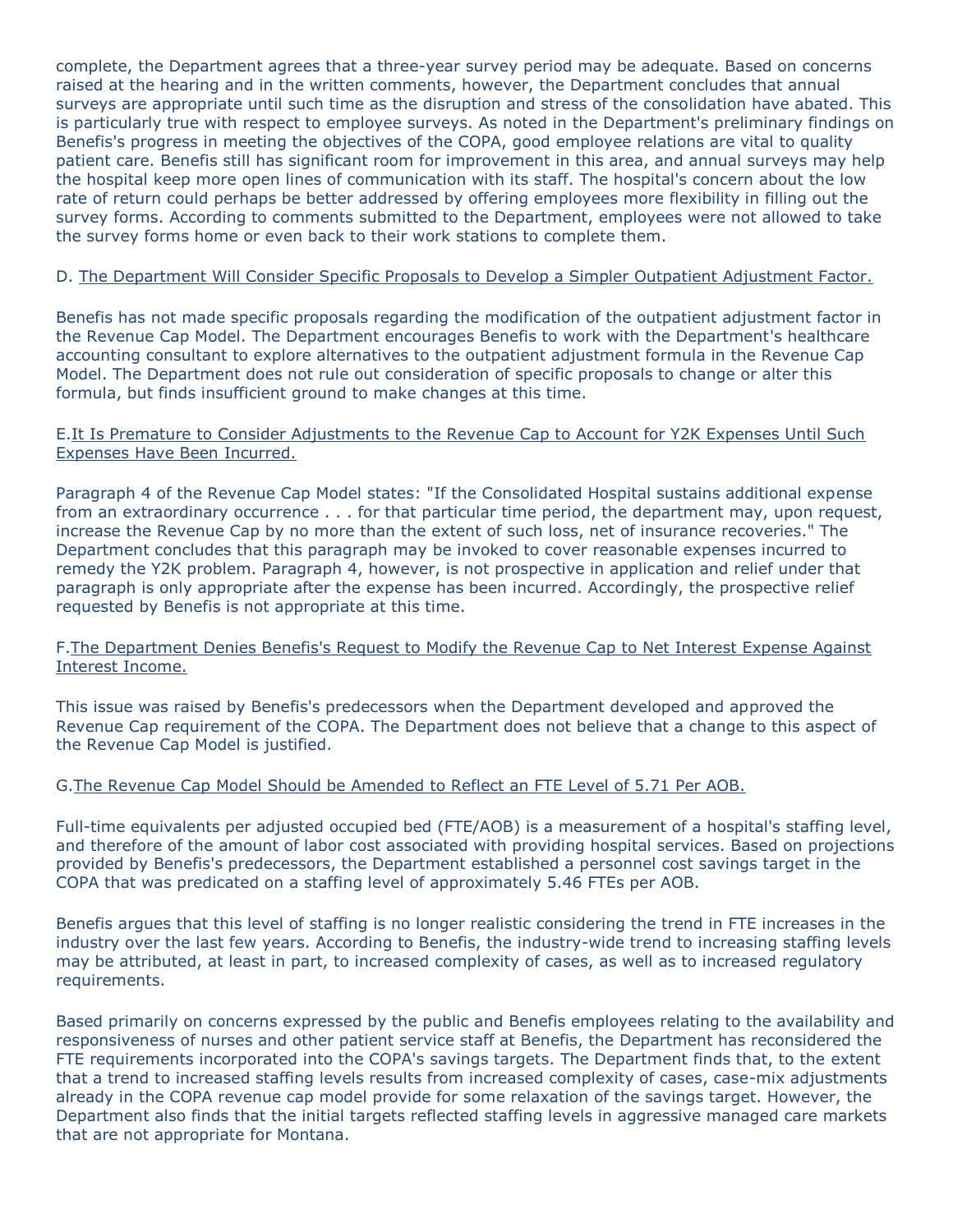complete, the Department agrees that a three-year survey period may be adequate. Based on concerns raised at the hearing and in the written comments, however, the Department concludes that annual surveys are appropriate until such time as the disruption and stress of the consolidation have abated. This is particularly true with respect to employee surveys. As noted in the Department's preliminary findings on Benefis's progress in meeting the objectives of the COPA, good employee relations are vital to quality patient care. Benefis still has significant room for improvement in this area, and annual surveys may help the hospital keep more open lines of communication with its staff. The hospital's concern about the low rate of return could perhaps be better addressed by offering employees more flexibility in filling out the survey forms. According to comments submitted to the Department, employees were not allowed to take the survey forms home or even back to their work stations to complete them.

D. The Department Will Consider Specific Proposals to Develop a Simpler Outpatient Adjustment Factor.

Benefis has not made specific proposals regarding the modification of the outpatient adjustment factor in the Revenue Cap Model. The Department encourages Benefis to work with the Department's healthcare accounting consultant to explore alternatives to the outpatient adjustment formula in the Revenue Cap Model. The Department does not rule out consideration of specific proposals to change or alter this formula, but finds insufficient ground to make changes at this time.

E. It Is Premature to Consider Adjustments to the Revenue Cap to Account for Y2K Expenses Until Such Expenses Have Been Incurred.

Paragraph 4 of the Revenue Cap Model states: "If the Consolidated Hospital sustains additional expense from an extraordinary occurrence . . . for that particular time period, the department may, upon request, increase the Revenue Cap by no more than the extent of such loss, net of insurance recoveries." The Department concludes that this paragraph may be invoked to cover reasonable expenses incurred to remedy the Y2K problem. Paragraph 4, however, is not prospective in application and relief under that paragraph is only appropriate after the expense has been incurred. Accordingly, the prospective relief requested by Benefis is not appropriate at this time.

F. The Department Denies Benefis's Request to Modify the Revenue Cap to Net Interest Expense Against Interest Income.

This issue was raised by Benefis's predecessors when the Department developed and approved the Revenue Cap requirement of the COPA. The Department does not believe that a change to this aspect of the Revenue Cap Model is justified.

G. The Revenue Cap Model Should be Amended to Reflect an FTE Level of 5.71 Per AOB.

Full-time equivalents per adjusted occupied bed (FTE/AOB) is a measurement of a hospital's staffing level, and therefore of the amount of labor cost associated with providing hospital services. Based on projections provided by Benefis's predecessors, the Department established a personnel cost savings target in the COPA that was predicated on a staffing level of approximately 5.46 FTEs per AOB.

Benefis argues that this level of staffing is no longer realistic considering the trend in FTE increases in the industry over the last few years. According to Benefis, the industry-wide trend to increasing staffing levels may be attributed, at least in part, to increased complexity of cases, as well as to increased regulatory requirements.

Based primarily on concerns expressed by the public and Benefis employees relating to the availability and responsiveness of nurses and other patient service staff at Benefis, the Department has reconsidered the FTE requirements incorporated into the COPA's savings targets. The Department finds that, to the extent that a trend to increased staffing levels results from increased complexity of cases, case-mix adjustments already in the COPA revenue cap model provide for some relaxation of the savings target. However, the Department also finds that the initial targets reflected staffing levels in aggressive managed care markets that are not appropriate for Montana.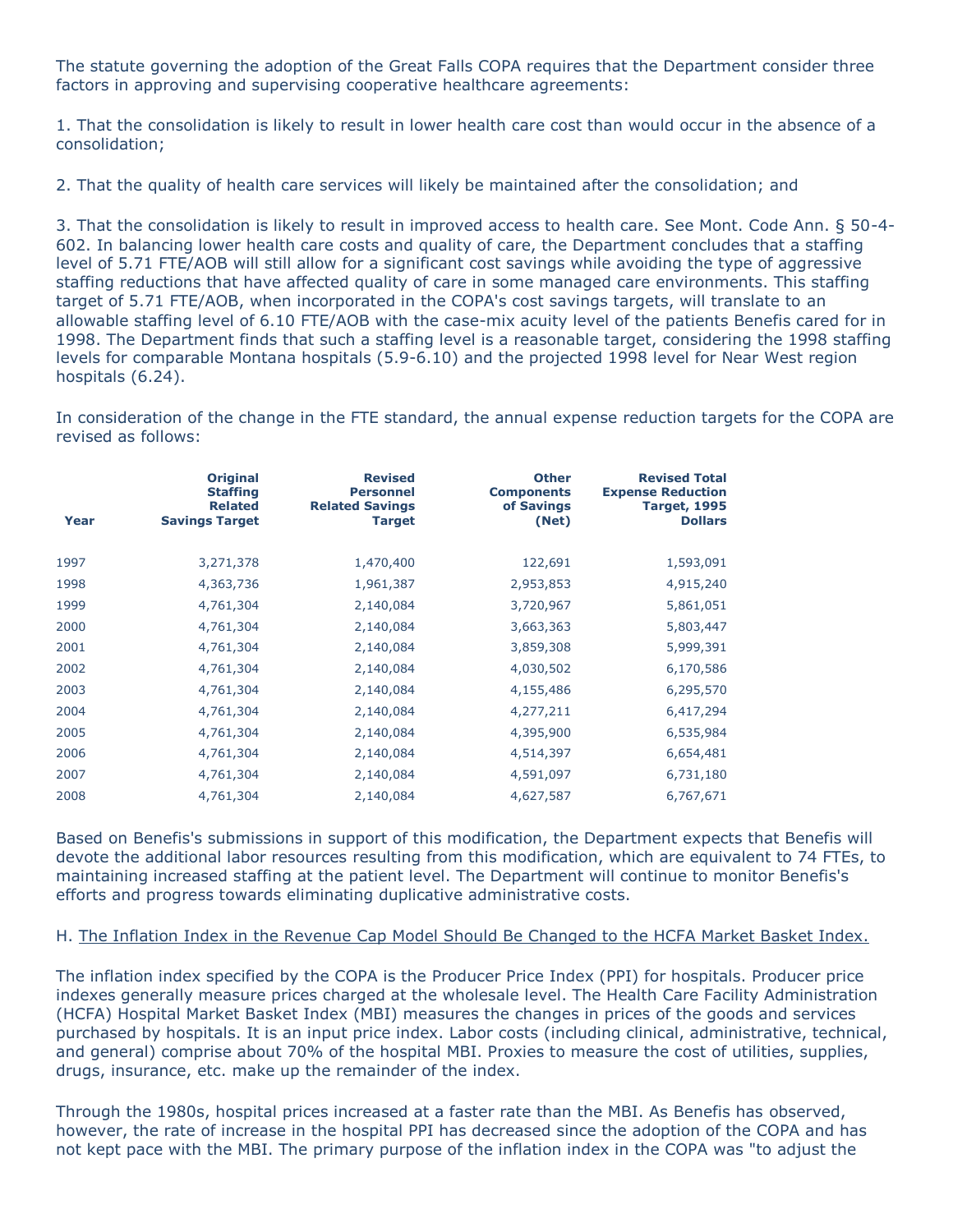The statute governing the adoption of the Great Falls COPA requires that the Department consider three factors in approving and supervising cooperative healthcare agreements:

1. That the consolidation is likely to result in lower health care cost than would occur in the absence of a consolidation;

2. That the quality of health care services will likely be maintained after the consolidation; and

3. That the consolidation is likely to result in improved access to health care. See Mont. Code Ann. § 50-4-602. In balancing lower health care costs and quality of care, the Department concludes that a staffing level of 5.71 FTE/AOB will still allow for a significant cost savings while avoiding the type of aggressive staffing reductions that have affected quality of care in some managed care environments. This staffing target of 5.71 FTE/AOB, when incorporated in the COPA's cost savings targets, will translate to an allowable staffing level of 6.10 FTE/AOB with the case-mix acuity level of the patients Benefis cared for in 1998. The Department finds that such a staffing level is a reasonable target, considering the 1998 staffing levels for comparable Montana hospitals (5.9-6.10) and the projected 1998 level for Near West region hospitals (6.24).

In consideration of the change in the FTE standard, the annual expense reduction targets for the COPA are revised as follows:

| Year | Original Staffing Related Savings Target | Revised Personnel Related Savings Target | Other Components of Savings (Net) | Revised Total Expense Reduction Target, 1995 Dollars |
|---|---|---|---|---|
| 1997 | 3,271,378 | 1,470,400 | 122,691 | 1,593,091 |
| 1998 | 4,363,736 | 1,961,387 | 2,953,853 | 4,915,240 |
| 1999 | 4,761,304 | 2,140,084 | 3,720,967 | 5,861,051 |
| 2000 | 4,761,304 | 2,140,084 | 3,663,363 | 5,803,447 |
| 2001 | 4,761,304 | 2,140,084 | 3,859,308 | 5,999,391 |
| 2002 | 4,761,304 | 2,140,084 | 4,030,502 | 6,170,586 |
| 2003 | 4,761,304 | 2,140,084 | 4,155,486 | 6,295,570 |
| 2004 | 4,761,304 | 2,140,084 | 4,277,211 | 6,417,294 |
| 2005 | 4,761,304 | 2,140,084 | 4,395,900 | 6,535,984 |
| 2006 | 4,761,304 | 2,140,084 | 4,514,397 | 6,654,481 |
| 2007 | 4,761,304 | 2,140,084 | 4,591,097 | 6,731,180 |
| 2008 | 4,761,304 | 2,140,084 | 4,627,587 | 6,767,671 |

Based on Benefis's submissions in support of this modification, the Department expects that Benefis will devote the additional labor resources resulting from this modification, which are equivalent to 74 FTEs, to maintaining increased staffing at the patient level. The Department will continue to monitor Benefis's efforts and progress towards eliminating duplicative administrative costs.

H. The Inflation Index in the Revenue Cap Model Should Be Changed to the HCFA Market Basket Index.

The inflation index specified by the COPA is the Producer Price Index (PPI) for hospitals. Producer price indexes generally measure prices charged at the wholesale level. The Health Care Facility Administration (HCFA) Hospital Market Basket Index (MBI) measures the changes in prices of the goods and services purchased by hospitals. It is an input price index. Labor costs (including clinical, administrative, technical, and general) comprise about 70% of the hospital MBI. Proxies to measure the cost of utilities, supplies, drugs, insurance, etc. make up the remainder of the index.

Through the 1980s, hospital prices increased at a faster rate than the MBI. As Benefis has observed, however, the rate of increase in the hospital PPI has decreased since the adoption of the COPA and has not kept pace with the MBI. The primary purpose of the inflation index in the COPA was "to adjust the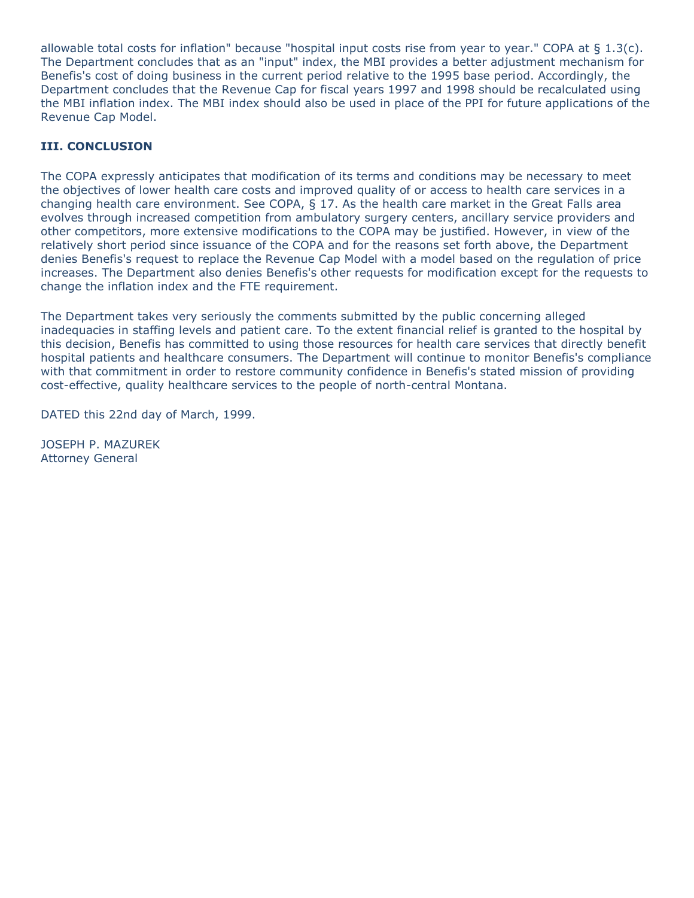allowable total costs for inflation" because "hospital input costs rise from year to year." COPA at § 1.3(c). The Department concludes that as an "input" index, the MBI provides a better adjustment mechanism for Benefis's cost of doing business in the current period relative to the 1995 base period. Accordingly, the Department concludes that the Revenue Cap for fiscal years 1997 and 1998 should be recalculated using the MBI inflation index. The MBI index should also be used in place of the PPI for future applications of the Revenue Cap Model.

### III. CONCLUSION

The COPA expressly anticipates that modification of its terms and conditions may be necessary to meet the objectives of lower health care costs and improved quality of or access to health care services in a changing health care environment. See COPA, § 17. As the health care market in the Great Falls area evolves through increased competition from ambulatory surgery centers, ancillary service providers and other competitors, more extensive modifications to the COPA may be justified. However, in view of the relatively short period since issuance of the COPA and for the reasons set forth above, the Department denies Benefis's request to replace the Revenue Cap Model with a model based on the regulation of price increases. The Department also denies Benefis's other requests for modification except for the requests to change the inflation index and the FTE requirement.

The Department takes very seriously the comments submitted by the public concerning alleged inadequacies in staffing levels and patient care. To the extent financial relief is granted to the hospital by this decision, Benefis has committed to using those resources for health care services that directly benefit hospital patients and healthcare consumers. The Department will continue to monitor Benefis's compliance with that commitment in order to restore community confidence in Benefis's stated mission of providing cost-effective, quality healthcare services to the people of north-central Montana.

DATED this 22nd day of March, 1999.

JOSEPH P. MAZUREK
Attorney General